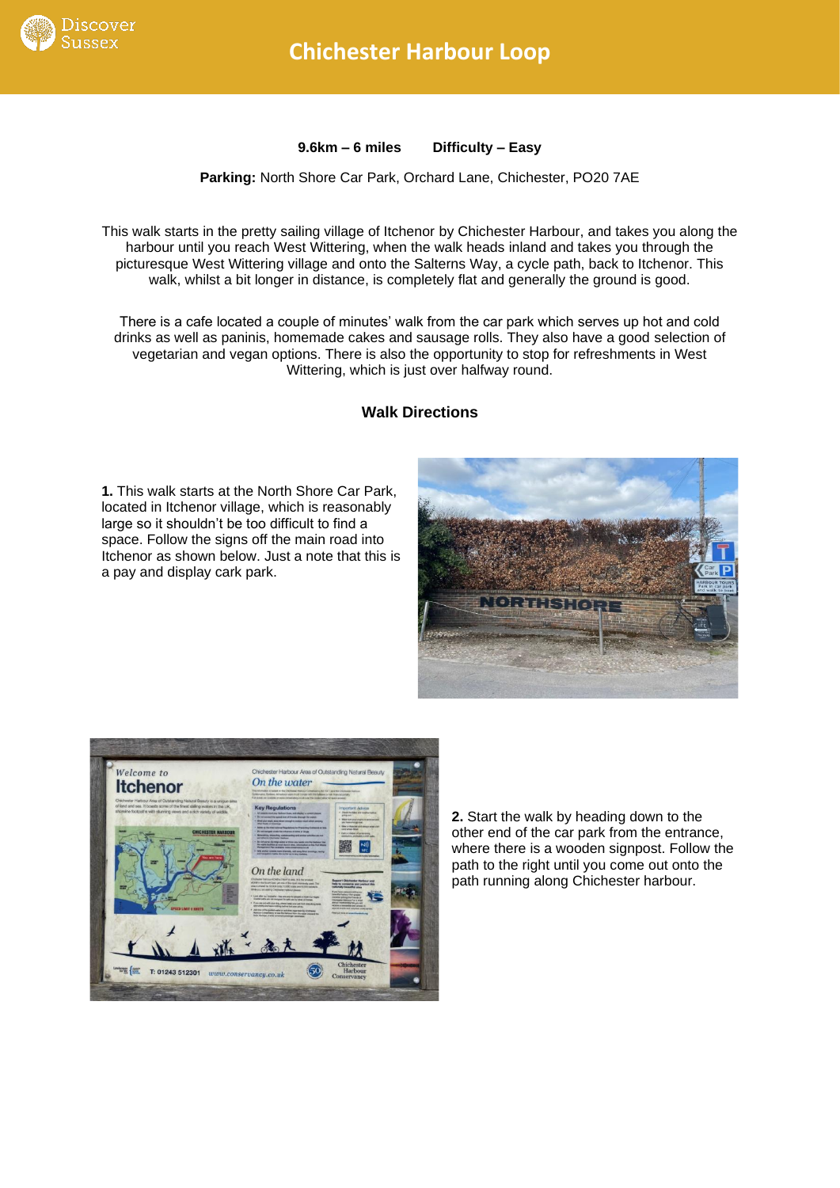# Chichester Harbour Loop

**9.6km – 6 miles** **Difficulty – Easy**

**Parking:** North Shore Car Park, Orchard Lane, Chichester, PO20 7AE

This walk starts in the pretty sailing village of Itchenor by Chichester Harbour, and takes you along the harbour until you reach West Wittering, when the walk heads inland and takes you through the picturesque West Wittering village and onto the Salterns Way, a cycle path, back to Itchenor. This walk, whilst a bit longer in distance, is completely flat and generally the ground is good.

There is a cafe located a couple of minutes' walk from the car park which serves up hot and cold drinks as well as paninis, homemade cakes and sausage rolls. They also have a good selection of vegetarian and vegan options. There is also the opportunity to stop for refreshments in West Wittering, which is just over halfway round.

## Walk Directions

**1.** This walk starts at the North Shore Car Park, located in Itchenor village, which is reasonably large so it shouldn't be too difficult to find a space. Follow the signs off the main road into Itchenor as shown below. Just a note that this is a pay and display cark park.

**2.** Start the walk by heading down to the other end of the car park from the entrance, where there is a wooden signpost. Follow the path to the right until you come out onto the path running along Chichester harbour.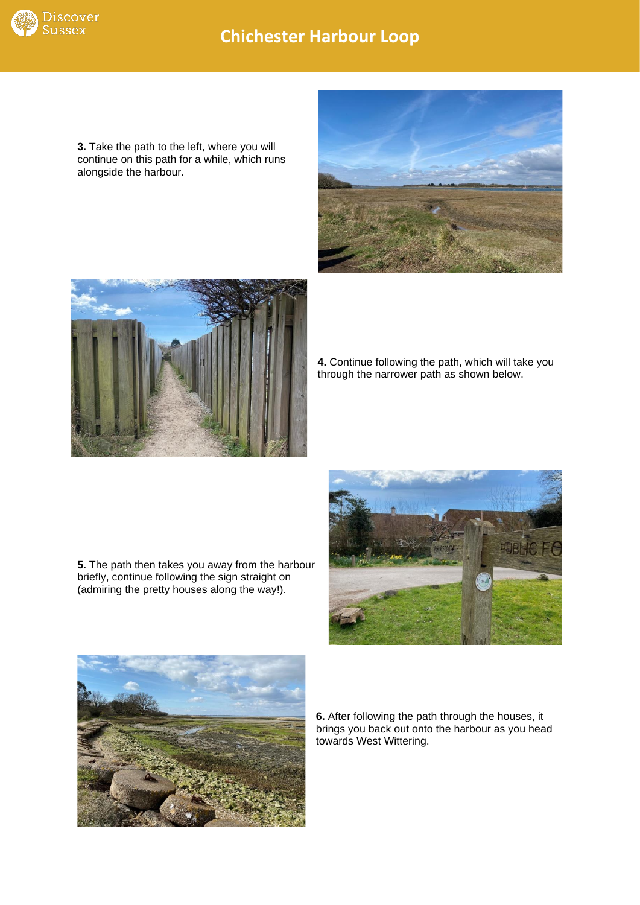**3.** Take the path to the left, where you will continue on this path for a while, which runs alongside the harbour.

**4.** Continue following the path, which will take you through the narrower path as shown below.

**5.** The path then takes you away from the harbour briefly, continue following the sign straight on (admiring the pretty houses along the way!).

**6.** After following the path through the houses, it brings you back out onto the harbour as you head towards West Wittering.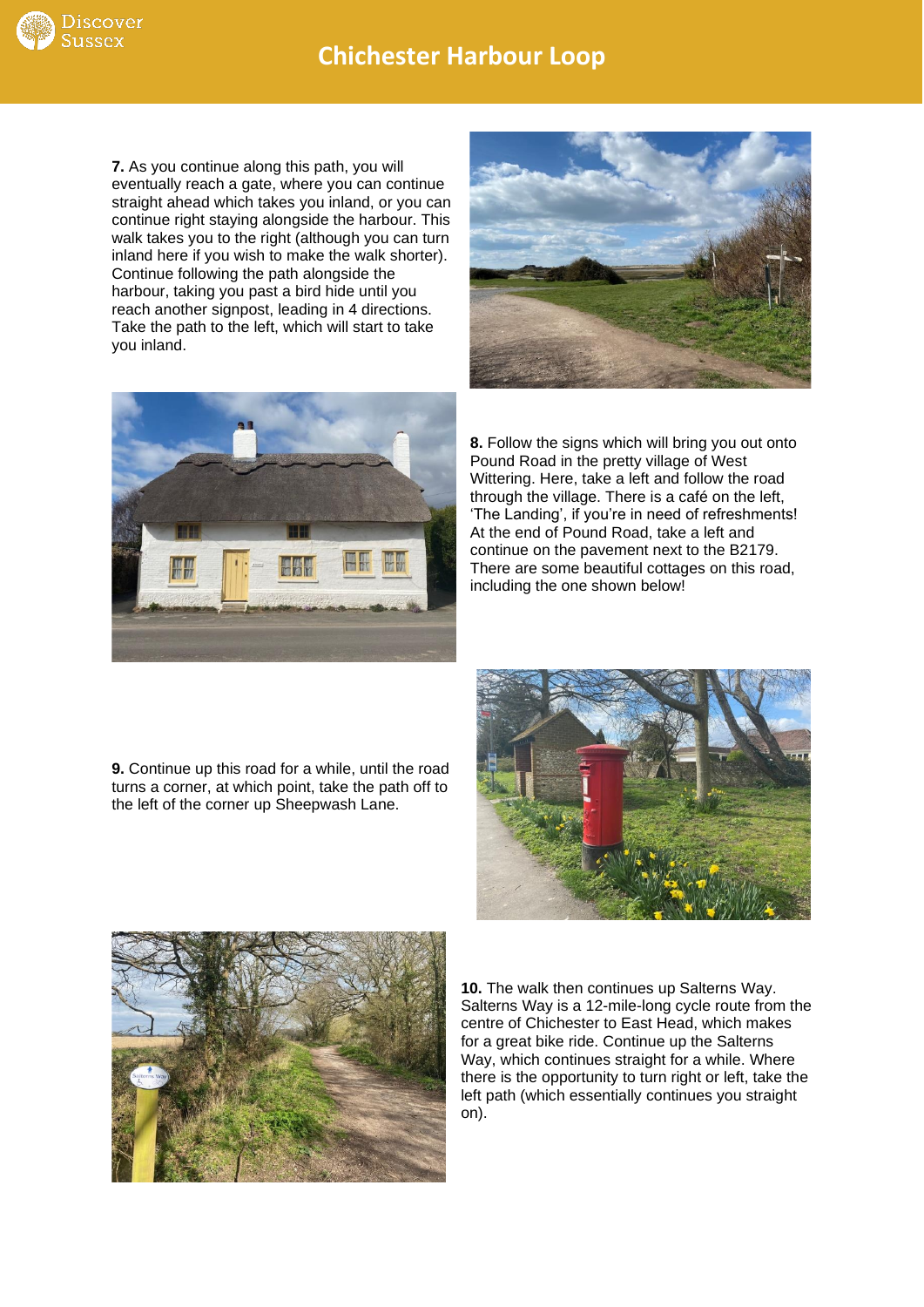**7.** As you continue along this path, you will eventually reach a gate, where you can continue straight ahead which takes you inland, or you can continue right staying alongside the harbour. This walk takes you to the right (although you can turn inland here if you wish to make the walk shorter). Continue following the path alongside the harbour, taking you past a bird hide until you reach another signpost, leading in 4 directions. Take the path to the left, which will start to take you inland.

**8.** Follow the signs which will bring you out onto Pound Road in the pretty village of West Wittering. Here, take a left and follow the road through the village. There is a café on the left, 'The Landing', if you're in need of refreshments! At the end of Pound Road, take a left and continue on the pavement next to the B2179. There are some beautiful cottages on this road, including the one shown below!

**9.** Continue up this road for a while, until the road turns a corner, at which point, take the path off to the left of the corner up Sheepwash Lane.

**10.** The walk then continues up Salterns Way. Salterns Way is a 12-mile-long cycle route from the centre of Chichester to East Head, which makes for a great bike ride. Continue up the Salterns Way, which continues straight for a while. Where there is the opportunity to turn right or left, take the left path (which essentially continues you straight on).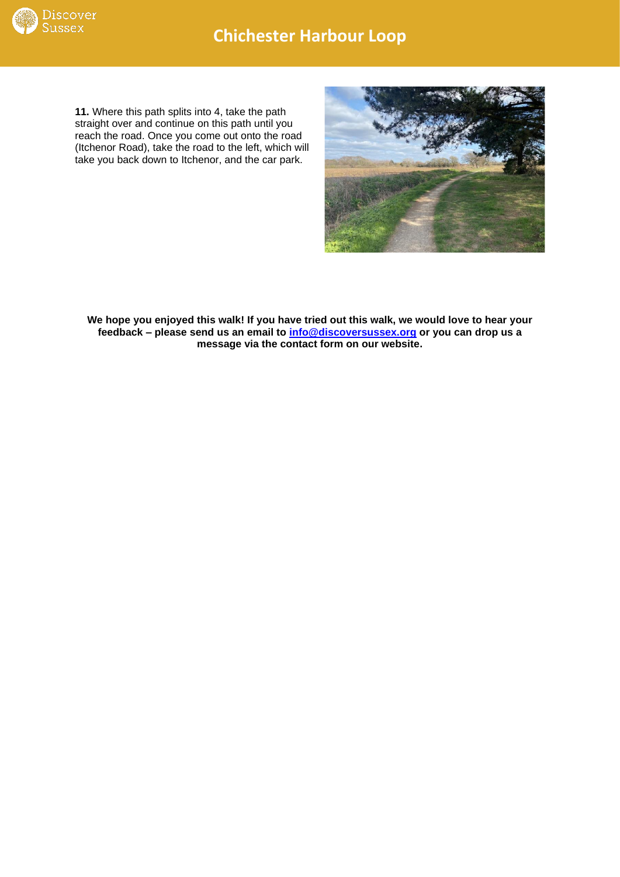**11.** Where this path splits into 4, take the path straight over and continue on this path until you reach the road. Once you come out onto the road (Itchenor Road), take the road to the left, which will take you back down to Itchenor, and the car park.

**We hope you enjoyed this walk! If you have tried out this walk, we would love to hear your feedback – please send us an email to [info@discoversussex.org](mailto:info@discoversussex.org) or you can drop us a message via the contact form on our website.**